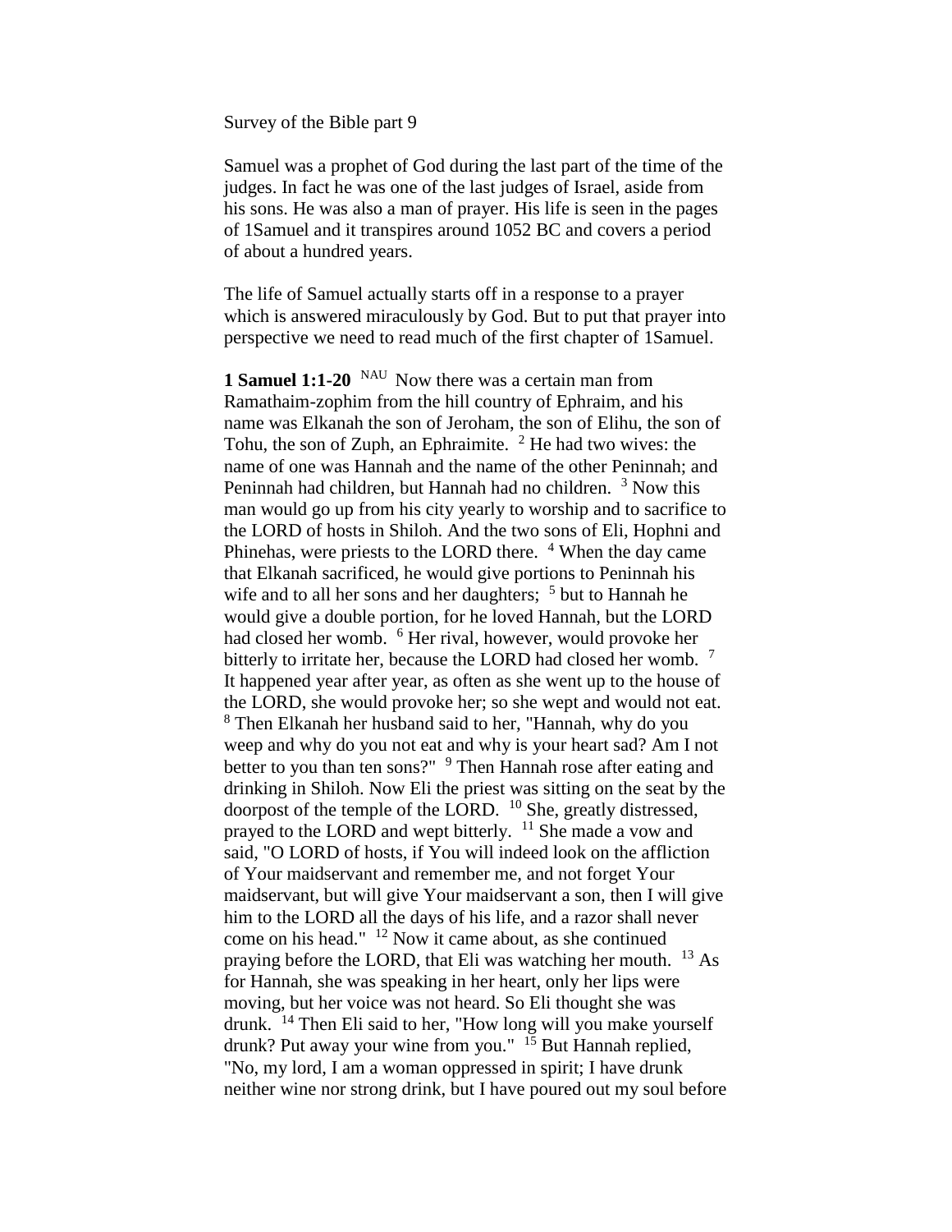Survey of the Bible part 9

Samuel was a prophet of God during the last part of the time of the judges. In fact he was one of the last judges of Israel, aside from his sons. He was also a man of prayer. His life is seen in the pages of 1Samuel and it transpires around 1052 BC and covers a period of about a hundred years.

The life of Samuel actually starts off in a response to a prayer which is answered miraculously by God. But to put that prayer into perspective we need to read much of the first chapter of 1Samuel.

**1 Samuel 1:1-20** NAU Now there was a certain man from Ramathaim-zophim from the hill country of Ephraim, and his name was Elkanah the son of Jeroham, the son of Elihu, the son of Tohu, the son of Zuph, an Ephraimite. [2] He had two wives: the name of one was Hannah and the name of the other Peninnah; and Peninnah had children, but Hannah had no children. [3] Now this man would go up from his city yearly to worship and to sacrifice to the LORD of hosts in Shiloh. And the two sons of Eli, Hophni and Phinehas, were priests to the LORD there. [4] When the day came that Elkanah sacrificed, he would give portions to Peninnah his wife and to all her sons and her daughters; [5] but to Hannah he would give a double portion, for he loved Hannah, but the LORD had closed her womb. [6] Her rival, however, would provoke her bitterly to irritate her, because the LORD had closed her womb. [7] It happened year after year, as often as she went up to the house of the LORD, she would provoke her; so she wept and would not eat. [8] Then Elkanah her husband said to her, "Hannah, why do you weep and why do you not eat and why is your heart sad? Am I not better to you than ten sons?" [9] Then Hannah rose after eating and drinking in Shiloh. Now Eli the priest was sitting on the seat by the doorpost of the temple of the LORD. [10] She, greatly distressed, prayed to the LORD and wept bitterly. [11] She made a vow and said, "O LORD of hosts, if You will indeed look on the affliction of Your maidservant and remember me, and not forget Your maidservant, but will give Your maidservant a son, then I will give him to the LORD all the days of his life, and a razor shall never come on his head." [12] Now it came about, as she continued praying before the LORD, that Eli was watching her mouth. [13] As for Hannah, she was speaking in her heart, only her lips were moving, but her voice was not heard. So Eli thought she was drunk. [14] Then Eli said to her, "How long will you make yourself drunk? Put away your wine from you." [15] But Hannah replied, "No, my lord, I am a woman oppressed in spirit; I have drunk neither wine nor strong drink, but I have poured out my soul before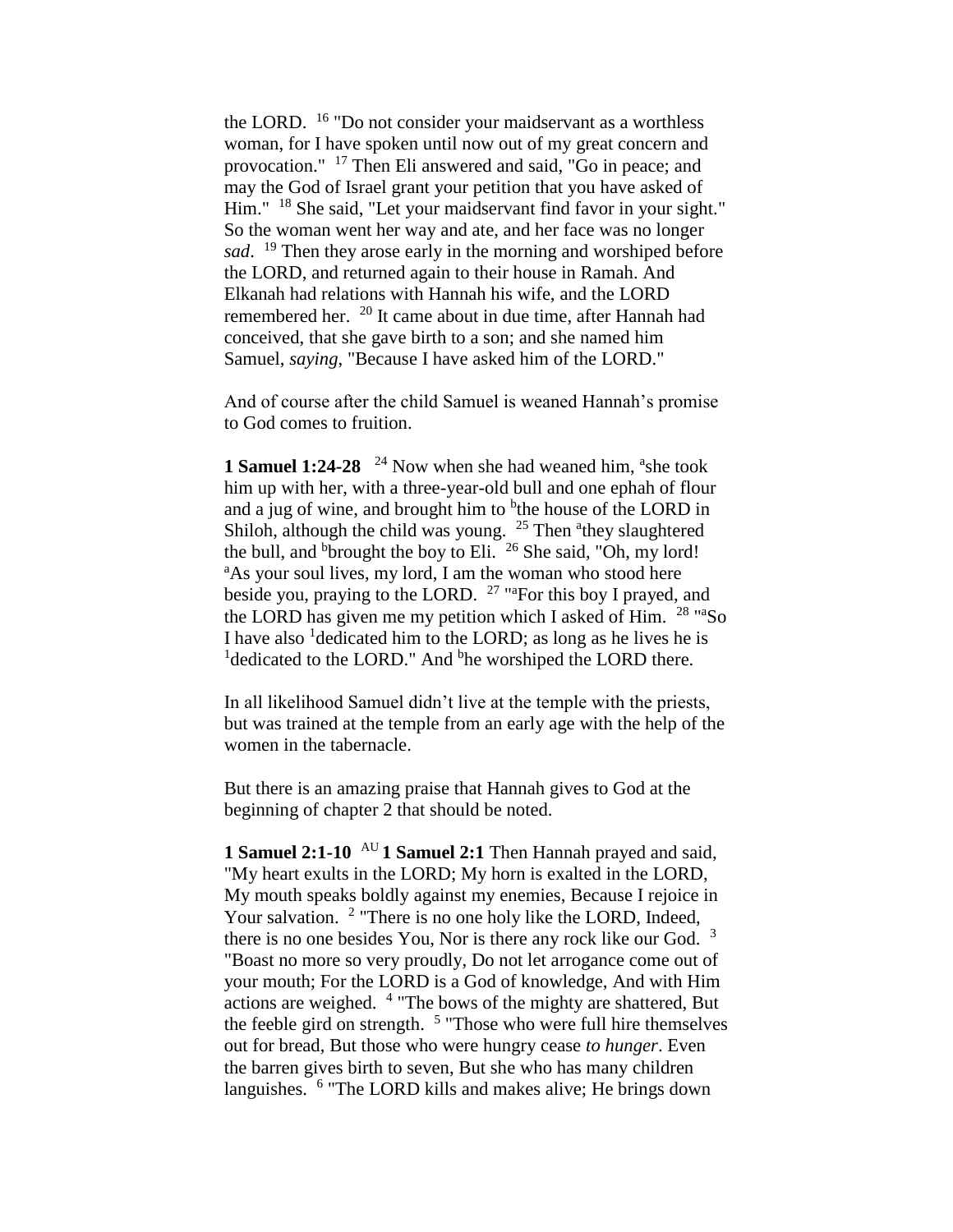the LORD. [16] "Do not consider your maidservant as a worthless woman, for I have spoken until now out of my great concern and provocation." [17] Then Eli answered and said, "Go in peace; and may the God of Israel grant your petition that you have asked of Him." [18] She said, "Let your maidservant find favor in your sight." So the woman went her way and ate, and her face was no longer *sad*. [19] Then they arose early in the morning and worshiped before the LORD, and returned again to their house in Ramah. And Elkanah had relations with Hannah his wife, and the LORD remembered her. [20] It came about in due time, after Hannah had conceived, that she gave birth to a son; and she named him Samuel, *saying*, "Because I have asked him of the LORD."

And of course after the child Samuel is weaned Hannah's promise to God comes to fruition.

**1 Samuel 1:24-28** [24] Now when she had weaned him, [a]she took him up with her, with a three-year-old bull and one ephah of flour and a jug of wine, and brought him to [b]the house of the LORD in Shiloh, although the child was young. [25] Then [a]they slaughtered the bull, and [b]brought the boy to Eli. [26] She said, "Oh, my lord! [a]As your soul lives, my lord, I am the woman who stood here beside you, praying to the LORD. [27] "[a]For this boy I prayed, and the LORD has given me my petition which I asked of Him. [28] "[a]So I have also [1]dedicated him to the LORD; as long as he lives he is [1]dedicated to the LORD." And [b]he worshiped the LORD there.

In all likelihood Samuel didn't live at the temple with the priests, but was trained at the temple from an early age with the help of the women in the tabernacle.

But there is an amazing praise that Hannah gives to God at the beginning of chapter 2 that should be noted.

**1 Samuel 2:1-10** [AU] **1 Samuel 2:1** Then Hannah prayed and said, "My heart exults in the LORD; My horn is exalted in the LORD, My mouth speaks boldly against my enemies, Because I rejoice in Your salvation. [2] "There is no one holy like the LORD, Indeed, there is no one besides You, Nor is there any rock like our God. [3] "Boast no more so very proudly, Do not let arrogance come out of your mouth; For the LORD is a God of knowledge, And with Him actions are weighed. [4] "The bows of the mighty are shattered, But the feeble gird on strength. [5] "Those who were full hire themselves out for bread, But those who were hungry cease *to hunger*. Even the barren gives birth to seven, But she who has many children languishes. [6] "The LORD kills and makes alive; He brings down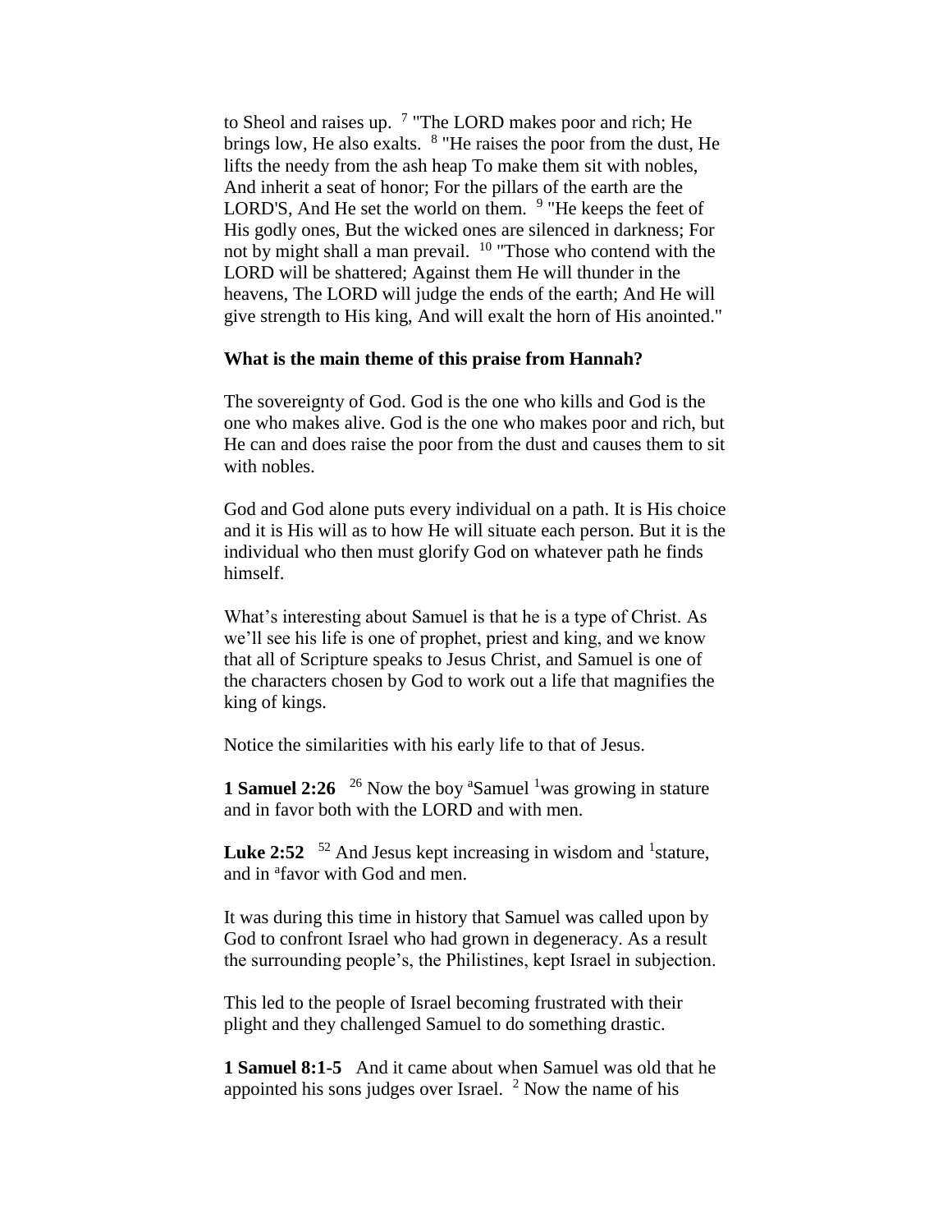to Sheol and raises up. [7] "The LORD makes poor and rich; He brings low, He also exalts. [8] "He raises the poor from the dust, He lifts the needy from the ash heap To make them sit with nobles, And inherit a seat of honor; For the pillars of the earth are the LORD'S, And He set the world on them. [9] "He keeps the feet of His godly ones, But the wicked ones are silenced in darkness; For not by might shall a man prevail. [10] "Those who contend with the LORD will be shattered; Against them He will thunder in the heavens, The LORD will judge the ends of the earth; And He will give strength to His king, And will exalt the horn of His anointed."

**What is the main theme of this praise from Hannah?**

The sovereignty of God. God is the one who kills and God is the one who makes alive. God is the one who makes poor and rich, but He can and does raise the poor from the dust and causes them to sit with nobles.

God and God alone puts every individual on a path. It is His choice and it is His will as to how He will situate each person. But it is the individual who then must glorify God on whatever path he finds himself.

What's interesting about Samuel is that he is a type of Christ. As we'll see his life is one of prophet, priest and king, and we know that all of Scripture speaks to Jesus Christ, and Samuel is one of the characters chosen by God to work out a life that magnifies the king of kings.

Notice the similarities with his early life to that of Jesus.

**1 Samuel 2:26** [26] Now the boy [a]Samuel [1]was growing in stature and in favor both with the LORD and with men.

**Luke 2:52** [52] And Jesus kept increasing in wisdom and [1]stature, and in [a]favor with God and men.

It was during this time in history that Samuel was called upon by God to confront Israel who had grown in degeneracy. As a result the surrounding people's, the Philistines, kept Israel in subjection.

This led to the people of Israel becoming frustrated with their plight and they challenged Samuel to do something drastic.

**1 Samuel 8:1-5** And it came about when Samuel was old that he appointed his sons judges over Israel. [2] Now the name of his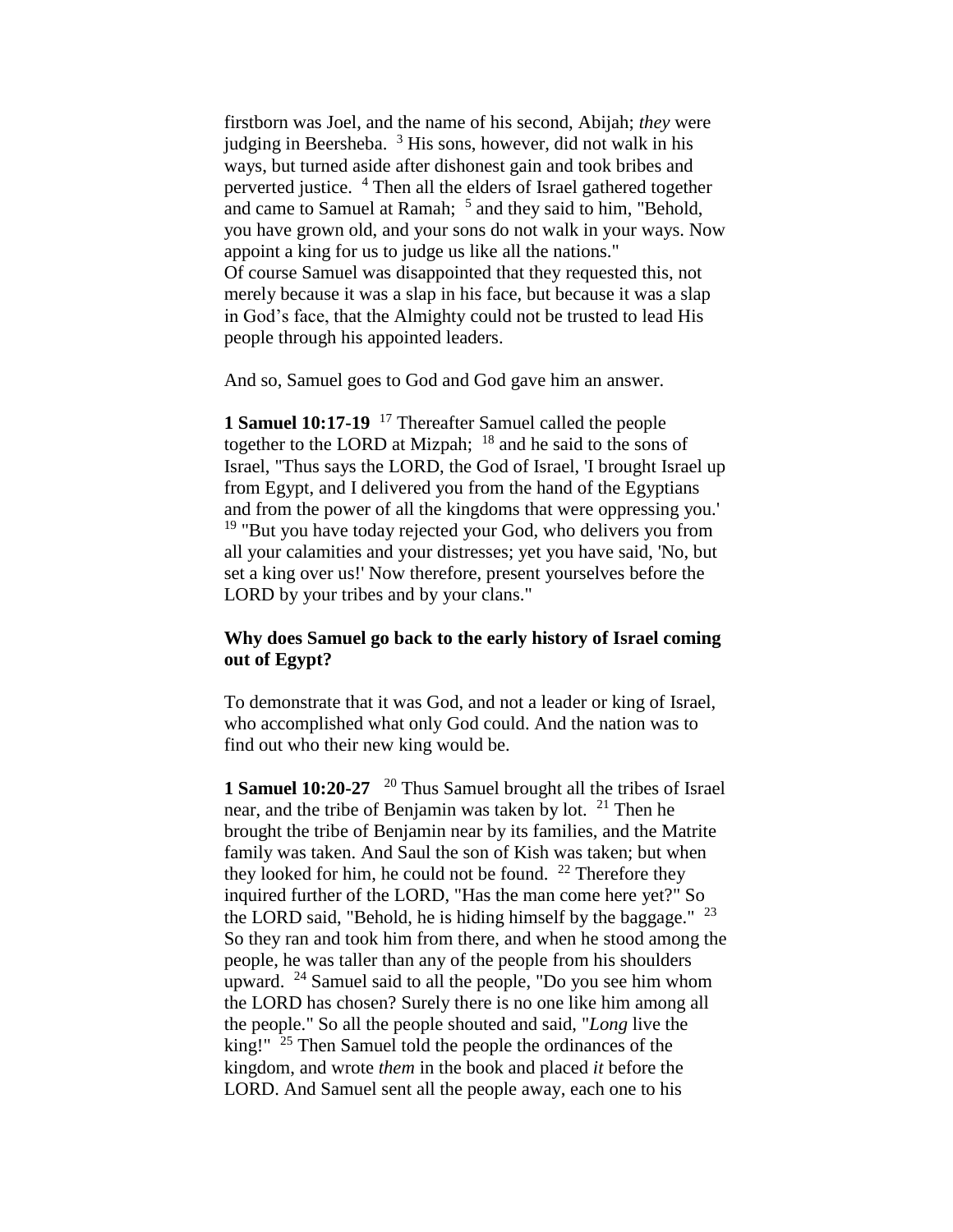firstborn was Joel, and the name of his second, Abijah; *they* were judging in Beersheba. [3] His sons, however, did not walk in his ways, but turned aside after dishonest gain and took bribes and perverted justice. [4] Then all the elders of Israel gathered together and came to Samuel at Ramah; [5] and they said to him, "Behold, you have grown old, and your sons do not walk in your ways. Now appoint a king for us to judge us like all the nations."
Of course Samuel was disappointed that they requested this, not merely because it was a slap in his face, but because it was a slap in God's face, that the Almighty could not be trusted to lead His people through his appointed leaders.

And so, Samuel goes to God and God gave him an answer.

**1 Samuel 10:17-19** [17] Thereafter Samuel called the people together to the LORD at Mizpah; [18] and he said to the sons of Israel, "Thus says the LORD, the God of Israel, 'I brought Israel up from Egypt, and I delivered you from the hand of the Egyptians and from the power of all the kingdoms that were oppressing you.' [19] "But you have today rejected your God, who delivers you from all your calamities and your distresses; yet you have said, 'No, but set a king over us!' Now therefore, present yourselves before the LORD by your tribes and by your clans."

**Why does Samuel go back to the early history of Israel coming out of Egypt?**

To demonstrate that it was God, and not a leader or king of Israel, who accomplished what only God could. And the nation was to find out who their new king would be.

**1 Samuel 10:20-27** [20] Thus Samuel brought all the tribes of Israel near, and the tribe of Benjamin was taken by lot. [21] Then he brought the tribe of Benjamin near by its families, and the Matrite family was taken. And Saul the son of Kish was taken; but when they looked for him, he could not be found. [22] Therefore they inquired further of the LORD, "Has the man come here yet?" So the LORD said, "Behold, he is hiding himself by the baggage." [23] So they ran and took him from there, and when he stood among the people, he was taller than any of the people from his shoulders upward. [24] Samuel said to all the people, "Do you see him whom the LORD has chosen? Surely there is no one like him among all the people." So all the people shouted and said, "*Long* live the king!" [25] Then Samuel told the people the ordinances of the kingdom, and wrote *them* in the book and placed *it* before the LORD. And Samuel sent all the people away, each one to his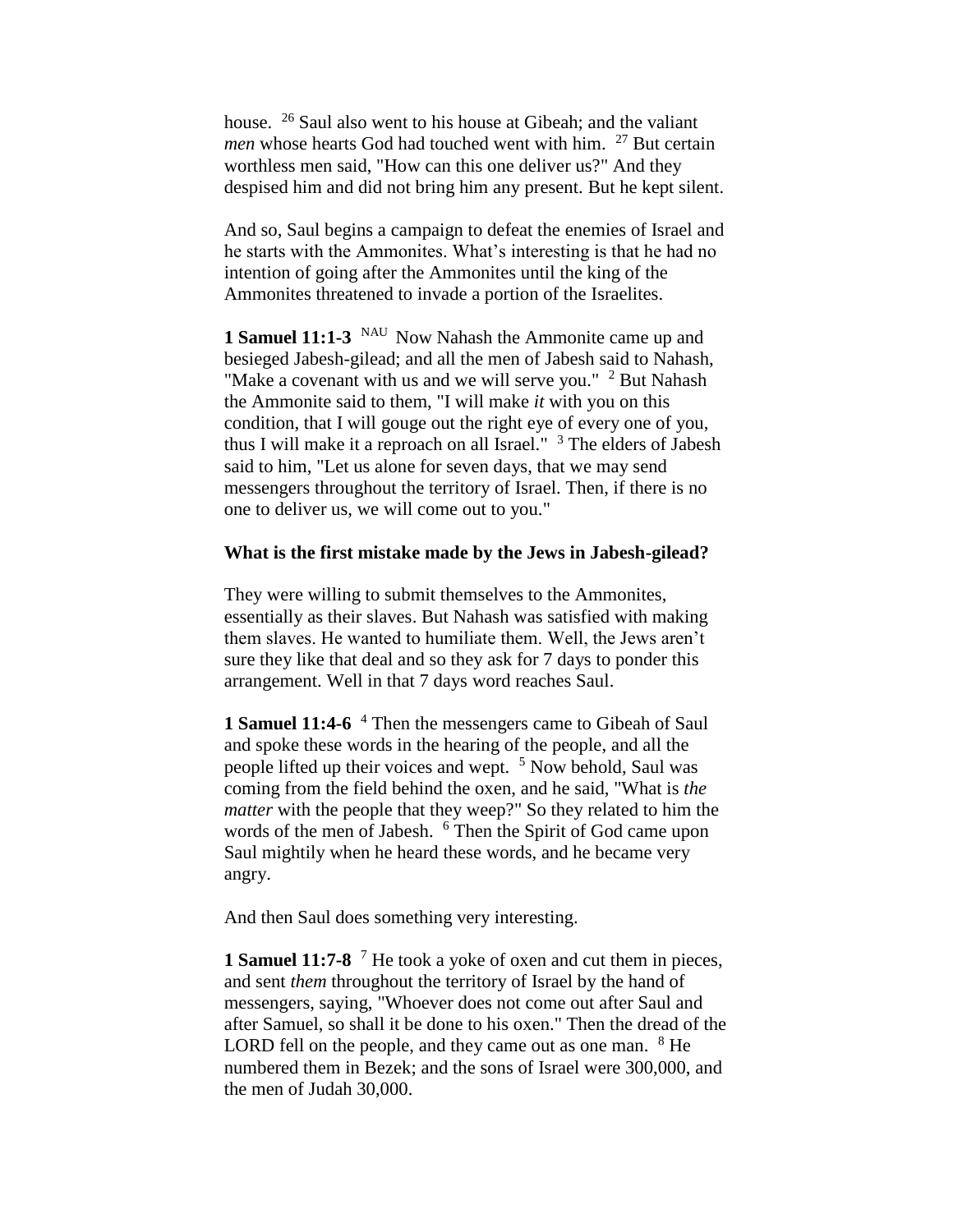house. [26] Saul also went to his house at Gibeah; and the valiant *men* whose hearts God had touched went with him. [27] But certain worthless men said, "How can this one deliver us?" And they despised him and did not bring him any present. But he kept silent.

And so, Saul begins a campaign to defeat the enemies of Israel and he starts with the Ammonites. What's interesting is that he had no intention of going after the Ammonites until the king of the Ammonites threatened to invade a portion of the Israelites.

**1 Samuel 11:1-3** [NAU] Now Nahash the Ammonite came up and besieged Jabesh-gilead; and all the men of Jabesh said to Nahash, "Make a covenant with us and we will serve you." [2] But Nahash the Ammonite said to them, "I will make *it* with you on this condition, that I will gouge out the right eye of every one of you, thus I will make it a reproach on all Israel." [3] The elders of Jabesh said to him, "Let us alone for seven days, that we may send messengers throughout the territory of Israel. Then, if there is no one to deliver us, we will come out to you."

**What is the first mistake made by the Jews in Jabesh-gilead?**

They were willing to submit themselves to the Ammonites, essentially as their slaves. But Nahash was satisfied with making them slaves. He wanted to humiliate them. Well, the Jews aren't sure they like that deal and so they ask for 7 days to ponder this arrangement. Well in that 7 days word reaches Saul.

**1 Samuel 11:4-6** [4] Then the messengers came to Gibeah of Saul and spoke these words in the hearing of the people, and all the people lifted up their voices and wept. [5] Now behold, Saul was coming from the field behind the oxen, and he said, "What is *the matter* with the people that they weep?" So they related to him the words of the men of Jabesh. [6] Then the Spirit of God came upon Saul mightily when he heard these words, and he became very angry.

And then Saul does something very interesting.

**1 Samuel 11:7-8** [7] He took a yoke of oxen and cut them in pieces, and sent *them* throughout the territory of Israel by the hand of messengers, saying, "Whoever does not come out after Saul and after Samuel, so shall it be done to his oxen." Then the dread of the LORD fell on the people, and they came out as one man. [8] He numbered them in Bezek; and the sons of Israel were 300,000, and the men of Judah 30,000.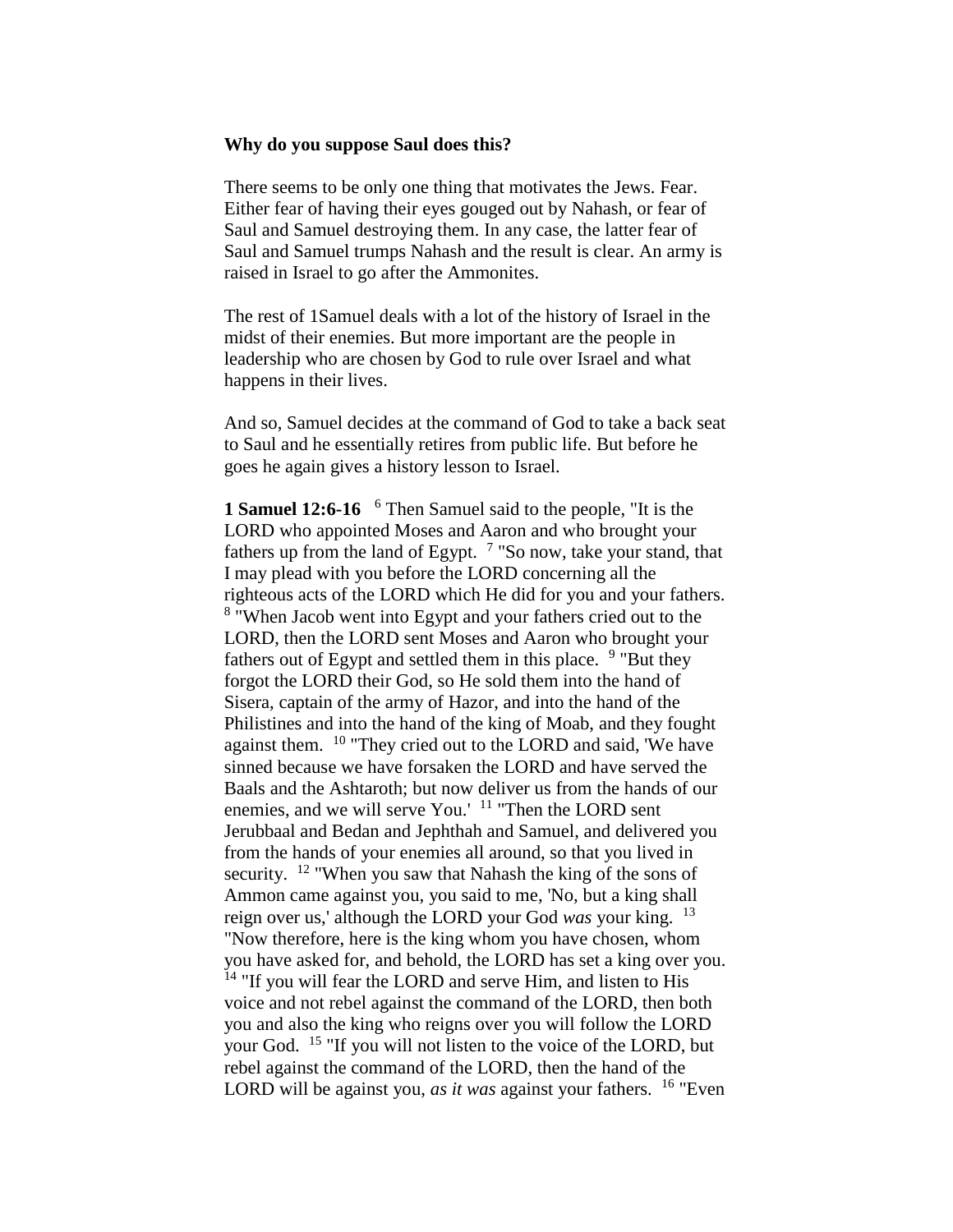**Why do you suppose Saul does this?**

There seems to be only one thing that motivates the Jews. Fear. Either fear of having their eyes gouged out by Nahash, or fear of Saul and Samuel destroying them. In any case, the latter fear of Saul and Samuel trumps Nahash and the result is clear. An army is raised in Israel to go after the Ammonites.

The rest of 1Samuel deals with a lot of the history of Israel in the midst of their enemies. But more important are the people in leadership who are chosen by God to rule over Israel and what happens in their lives.

And so, Samuel decides at the command of God to take a back seat to Saul and he essentially retires from public life. But before he goes he again gives a history lesson to Israel.

**1 Samuel 12:6-16** [6] Then Samuel said to the people, "It is the LORD who appointed Moses and Aaron and who brought your fathers up from the land of Egypt. [7] "So now, take your stand, that I may plead with you before the LORD concerning all the righteous acts of the LORD which He did for you and your fathers. [8] "When Jacob went into Egypt and your fathers cried out to the LORD, then the LORD sent Moses and Aaron who brought your fathers out of Egypt and settled them in this place. [9] "But they forgot the LORD their God, so He sold them into the hand of Sisera, captain of the army of Hazor, and into the hand of the Philistines and into the hand of the king of Moab, and they fought against them. [10] "They cried out to the LORD and said, 'We have sinned because we have forsaken the LORD and have served the Baals and the Ashtaroth; but now deliver us from the hands of our enemies, and we will serve You.' [11] "Then the LORD sent Jerubbaal and Bedan and Jephthah and Samuel, and delivered you from the hands of your enemies all around, so that you lived in security. [12] "When you saw that Nahash the king of the sons of Ammon came against you, you said to me, 'No, but a king shall reign over us,' although the LORD your God *was* your king. [13] "Now therefore, here is the king whom you have chosen, whom you have asked for, and behold, the LORD has set a king over you. [14] "If you will fear the LORD and serve Him, and listen to His voice and not rebel against the command of the LORD, then both you and also the king who reigns over you will follow the LORD your God. [15] "If you will not listen to the voice of the LORD, but rebel against the command of the LORD, then the hand of the LORD will be against you, *as it was* against your fathers. [16] "Even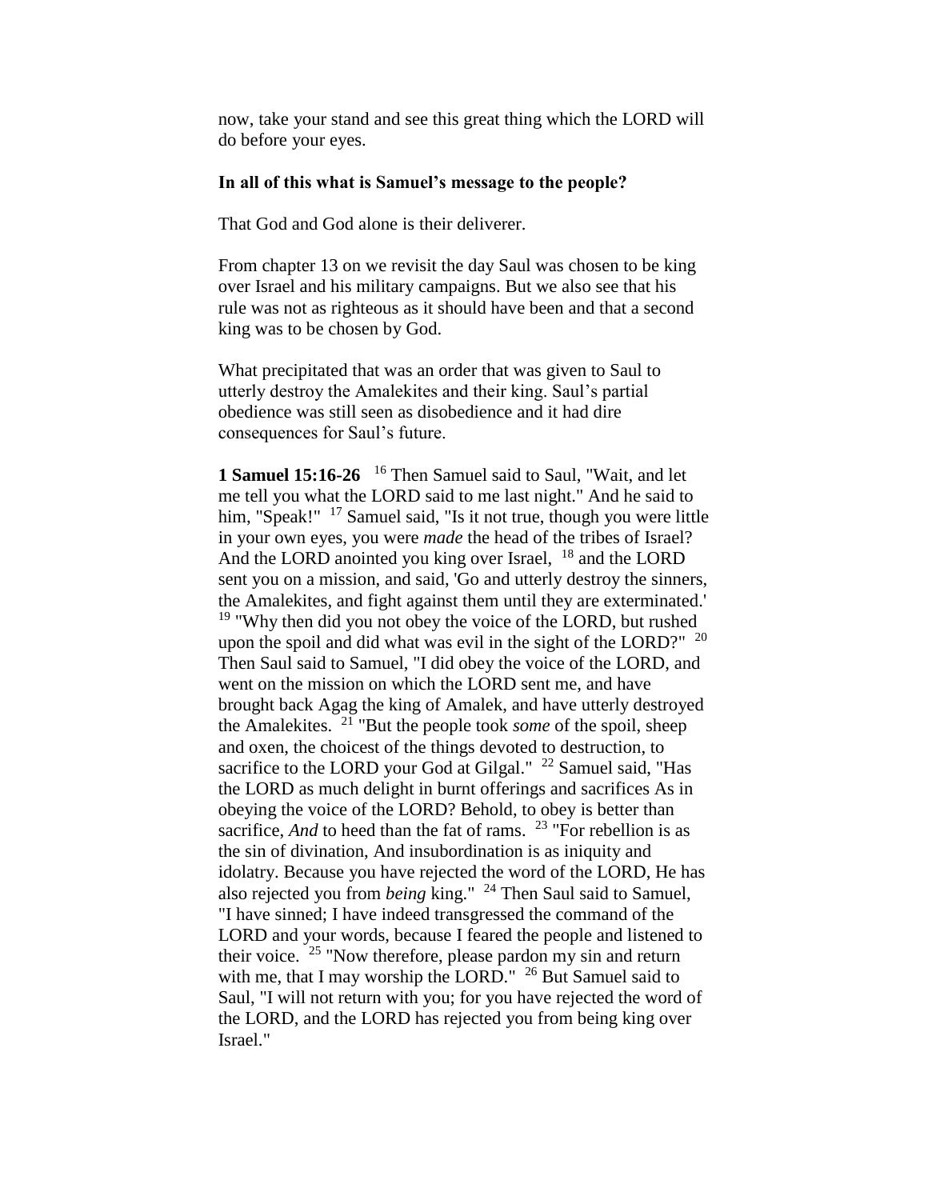now, take your stand and see this great thing which the LORD will do before your eyes.

**In all of this what is Samuel's message to the people?**

That God and God alone is their deliverer.

From chapter 13 on we revisit the day Saul was chosen to be king over Israel and his military campaigns. But we also see that his rule was not as righteous as it should have been and that a second king was to be chosen by God.

What precipitated that was an order that was given to Saul to utterly destroy the Amalekites and their king. Saul's partial obedience was still seen as disobedience and it had dire consequences for Saul's future.

**1 Samuel 15:16-26** [16] Then Samuel said to Saul, "Wait, and let me tell you what the LORD said to me last night." And he said to him, "Speak!" [17] Samuel said, "Is it not true, though you were little in your own eyes, you were *made* the head of the tribes of Israel? And the LORD anointed you king over Israel, [18] and the LORD sent you on a mission, and said, 'Go and utterly destroy the sinners, the Amalekites, and fight against them until they are exterminated.' [19] "Why then did you not obey the voice of the LORD, but rushed upon the spoil and did what was evil in the sight of the LORD?" [20] Then Saul said to Samuel, "I did obey the voice of the LORD, and went on the mission on which the LORD sent me, and have brought back Agag the king of Amalek, and have utterly destroyed the Amalekites. [21] "But the people took *some* of the spoil, sheep and oxen, the choicest of the things devoted to destruction, to sacrifice to the LORD your God at Gilgal." [22] Samuel said, "Has the LORD as much delight in burnt offerings and sacrifices As in obeying the voice of the LORD? Behold, to obey is better than sacrifice, *And* to heed than the fat of rams. [23] "For rebellion is as the sin of divination, And insubordination is as iniquity and idolatry. Because you have rejected the word of the LORD, He has also rejected you from *being* king." [24] Then Saul said to Samuel, "I have sinned; I have indeed transgressed the command of the LORD and your words, because I feared the people and listened to their voice. [25] "Now therefore, please pardon my sin and return with me, that I may worship the LORD." [26] But Samuel said to Saul, "I will not return with you; for you have rejected the word of the LORD, and the LORD has rejected you from being king over Israel."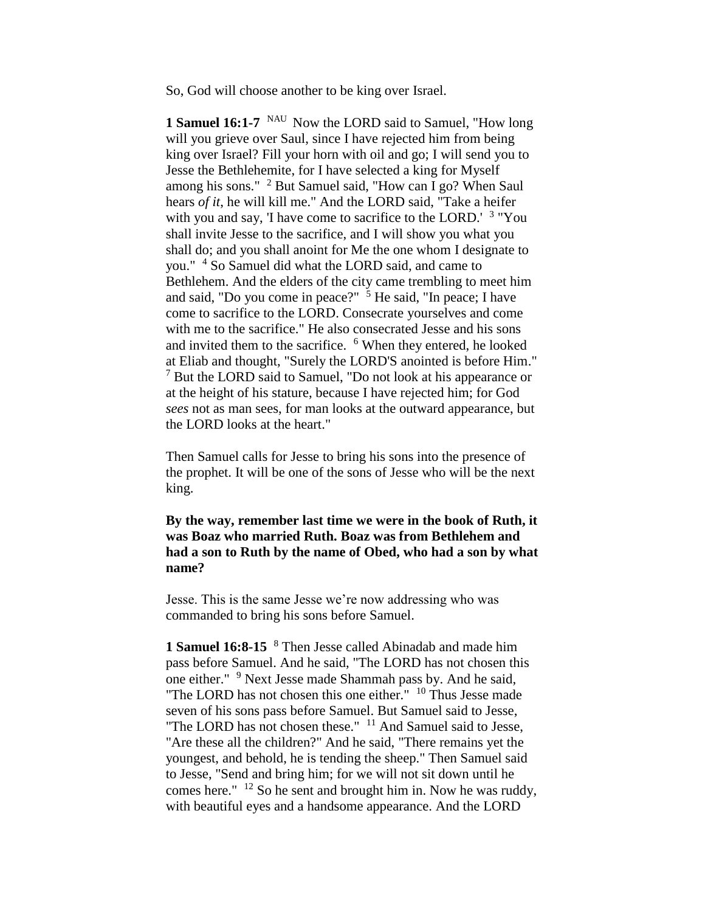So, God will choose another to be king over Israel.

**1 Samuel 16:1-7** NAU Now the LORD said to Samuel, "How long will you grieve over Saul, since I have rejected him from being king over Israel? Fill your horn with oil and go; I will send you to Jesse the Bethlehemite, for I have selected a king for Myself among his sons." [2] But Samuel said, "How can I go? When Saul hears *of it*, he will kill me." And the LORD said, "Take a heifer with you and say, 'I have come to sacrifice to the LORD.' [3] "You shall invite Jesse to the sacrifice, and I will show you what you shall do; and you shall anoint for Me the one whom I designate to you." [4] So Samuel did what the LORD said, and came to Bethlehem. And the elders of the city came trembling to meet him and said, "Do you come in peace?" [5] He said, "In peace; I have come to sacrifice to the LORD. Consecrate yourselves and come with me to the sacrifice." He also consecrated Jesse and his sons and invited them to the sacrifice. [6] When they entered, he looked at Eliab and thought, "Surely the LORD'S anointed is before Him." [7] But the LORD said to Samuel, "Do not look at his appearance or at the height of his stature, because I have rejected him; for God *sees* not as man sees, for man looks at the outward appearance, but the LORD looks at the heart."

Then Samuel calls for Jesse to bring his sons into the presence of the prophet. It will be one of the sons of Jesse who will be the next king.

**By the way, remember last time we were in the book of Ruth, it was Boaz who married Ruth. Boaz was from Bethlehem and had a son to Ruth by the name of Obed, who had a son by what name?**

Jesse. This is the same Jesse we're now addressing who was commanded to bring his sons before Samuel.

**1 Samuel 16:8-15** [8] Then Jesse called Abinadab and made him pass before Samuel. And he said, "The LORD has not chosen this one either." [9] Next Jesse made Shammah pass by. And he said, "The LORD has not chosen this one either." [10] Thus Jesse made seven of his sons pass before Samuel. But Samuel said to Jesse, "The LORD has not chosen these." [11] And Samuel said to Jesse, "Are these all the children?" And he said, "There remains yet the youngest, and behold, he is tending the sheep." Then Samuel said to Jesse, "Send and bring him; for we will not sit down until he comes here." [12] So he sent and brought him in. Now he was ruddy, with beautiful eyes and a handsome appearance. And the LORD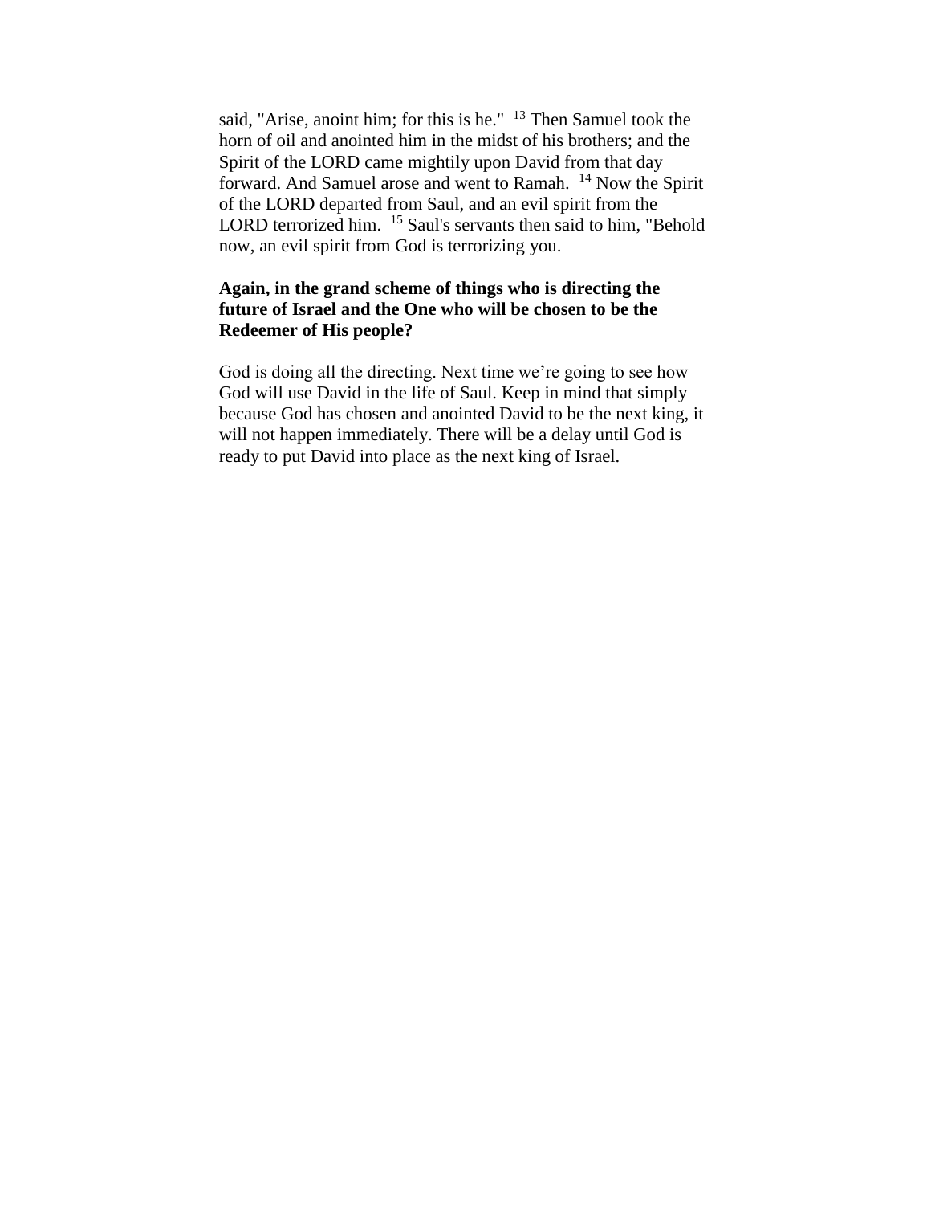said, "Arise, anoint him; for this is he." [13] Then Samuel took the horn of oil and anointed him in the midst of his brothers; and the Spirit of the LORD came mightily upon David from that day forward. And Samuel arose and went to Ramah. [14] Now the Spirit of the LORD departed from Saul, and an evil spirit from the LORD terrorized him. [15] Saul's servants then said to him, "Behold now, an evil spirit from God is terrorizing you.

**Again, in the grand scheme of things who is directing the future of Israel and the One who will be chosen to be the Redeemer of His people?**

God is doing all the directing. Next time we're going to see how God will use David in the life of Saul. Keep in mind that simply because God has chosen and anointed David to be the next king, it will not happen immediately. There will be a delay until God is ready to put David into place as the next king of Israel.